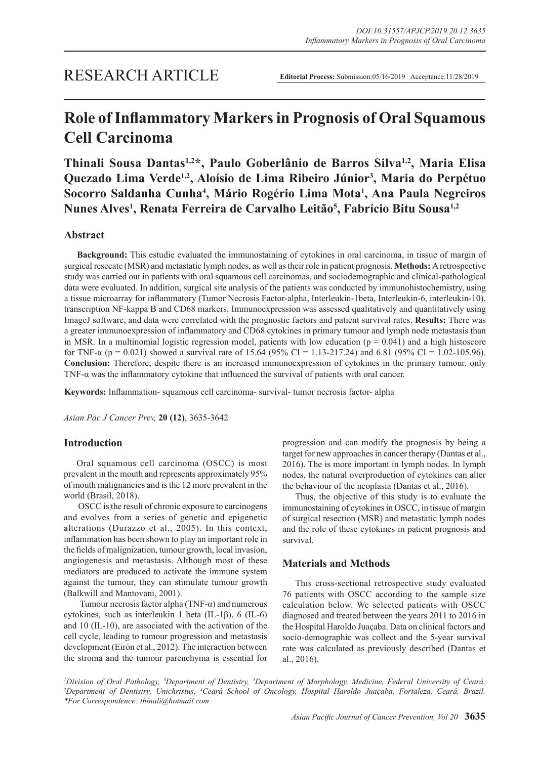RESEARCH ARTICLE

**Editorial Process:** Submission:05/16/2019 Acceptance:11/28/2019

# Role of Inflammatory Markers in Prognosis of Oral Squamous Cell Carcinoma

**Thinali Sousa Dantas[1,2]*, Paulo Goberlânio de Barros Silva[1,2], Maria Elisa Quezado Lima Verde[1,2], Aloísio de Lima Ribeiro Júnior[3], Maria do Perpétuo Socorro Saldanha Cunha[4], Mário Rogério Lima Mota[1], Ana Paula Negreiros Nunes Alves[1], Renata Ferreira de Carvalho Leitão[5], Fabrício Bitu Sousa[1,2]**

## Abstract

**Background:** This estudie evaluated the immunostaining of cytokines in oral carcinoma, in tissue of margin of surgical resecate (MSR) and metastatic lymph nodes, as well as their role in patient prognosis. **Methods:** A retrospective study was carried out in patients with oral squamous cell carcinomas, and sociodemographic and clinical-pathological data were evaluated. In addition, surgical site analysis of the patients was conducted by immunohistochemistry, using a tissue microarray for inflammatory (Tumor Necrosis Factor-alpha, Interleukin-1beta, Interleukin-6, interleukin-10), transcription NF-kappa B and CD68 markers. Immunoexpression was assessed qualitatively and quantitatively using ImageJ software, and data were correlated with the prognostic factors and patient survival rates. **Results:** There was a greater immunoexpression of inflammatory and CD68 cytokines in primary tumour and lymph node metastasis than in MSR. In a multinomial logistic regression model, patients with low education ($p = 0.041$) and a high histoscore for TNF-α ($p = 0.021$) showed a survival rate of 15.64 (95% CI = 1.13-217.24) and 6.81 (95% CI = 1.02-105.96). **Conclusion:** Therefore, despite there is an increased immunoexpression of cytokines in the primary tumour, only TNF-α was the inflammatory cytokine that influenced the survival of patients with oral cancer.

**Keywords:** Inflammation- squamous cell carcinoma- survival- tumor necrosis factor- alpha

*Asian Pac J Cancer Prev,* **20 (12)**, 3635-3642

## Introduction

Oral squamous cell carcinoma (OSCC) is most prevalent in the mouth and represents approximately 95% of mouth malignancies and is the 12 more prevalent in the world (Brasil, 2018).

OSCC is the result of chronic exposure to carcinogens and evolves from a series of genetic and epigenetic alterations (Durazzo et al., 2005). In this context, inflammation has been shown to play an important role in the fields of malignization, tumour growth, local invasion, angiogenesis and metastasis. Although most of these mediators are produced to activate the immune system against the tumour, they can stimulate tumour growth (Balkwill and Mantovani, 2001).

Tumour necrosis factor alpha (TNF-α) and numerous cytokines, such as interleukin 1 beta (IL-1β), 6 (IL-6) and 10 (IL-10), are associated with the activation of the cell cycle, leading to tumour progression and metastasis development (Eirón et al., 2012). The interaction between the stroma and the tumour parenchyma is essential for progression and can modify the prognosis by being a target for new approaches in cancer therapy (Dantas et al., 2016). The is more important in lymph nodes. In lymph nodes, the natural overproduction of cytokines can alter the behaviour of the neoplasia (Dantas et al., 2016).

Thus, the objective of this study is to evaluate the immunostaining of cytokines in OSCC, in tissue of margin of surgical resection (MSR) and metastatic lymph nodes and the role of these cytokines in patient prognosis and survival.

## Materials and Methods

This cross-sectional retrospective study evaluated 76 patients with OSCC according to the sample size calculation below. We selected patients with OSCC diagnosed and treated between the years 2011 to 2016 in the Hospital Haroldo Juaçaba. Data on clinical factors and socio-demographic was collect and the 5-year survival rate was calculated as previously described (Dantas et al., 2016).

*[1]Division of Oral Pathology, [3]Department of Dentistry, [5]Department of Morphology, Medicine, Federal University of Ceará, [2]Department of Dentistry, Unichristus, [4]Ceará School of Oncology, Hospital Haroldo Juaçaba, Fortaleza, Ceará, Brazil. *For Correspondence: thinali@hotmail.com*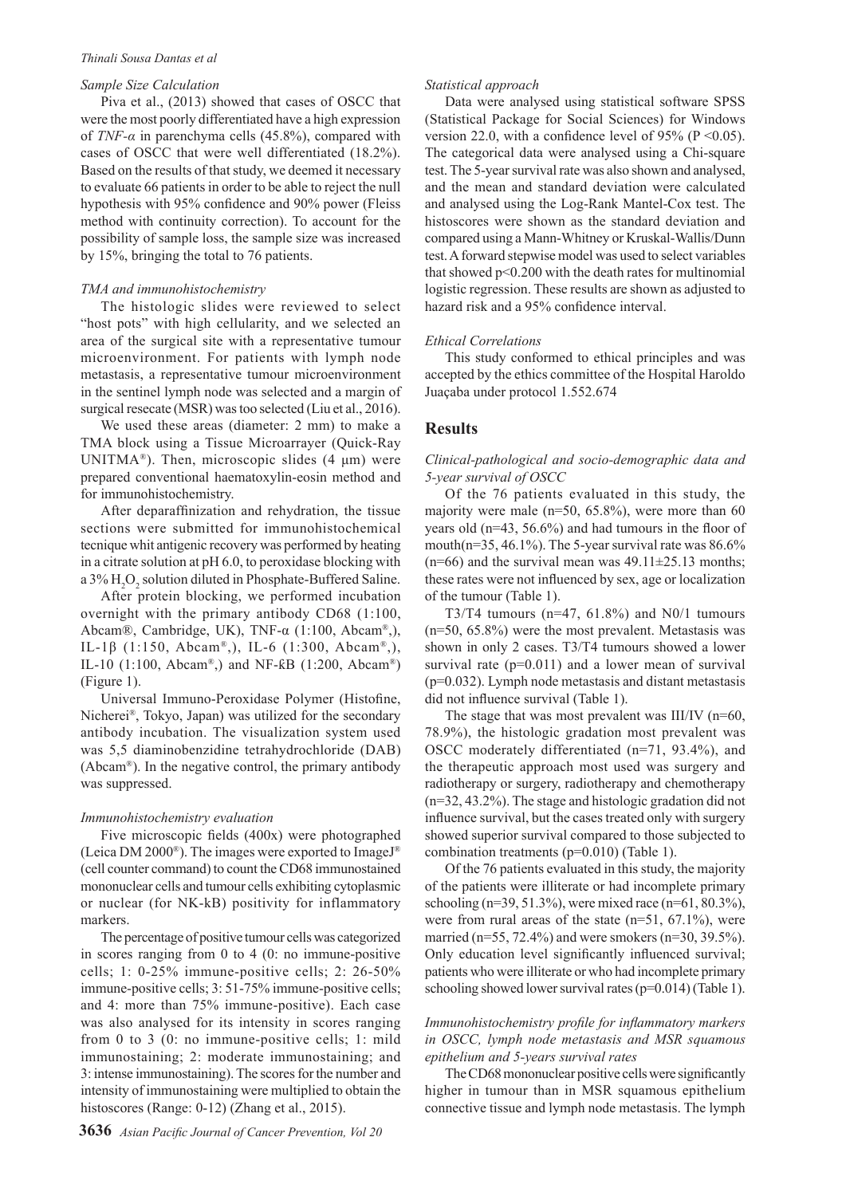*Sample Size Calculation*

Piva et al., (2013) showed that cases of OSCC that were the most poorly differentiated have a high expression of *TNF-α* in parenchyma cells (45.8%), compared with cases of OSCC that were well differentiated (18.2%). Based on the results of that study, we deemed it necessary to evaluate 66 patients in order to be able to reject the null hypothesis with 95% confidence and 90% power (Fleiss method with continuity correction). To account for the possibility of sample loss, the sample size was increased by 15%, bringing the total to 76 patients.

*TMA and immunohistochemistry*

The histologic slides were reviewed to select "host pots" with high cellularity, and we selected an area of the surgical site with a representative tumour microenvironment. For patients with lymph node metastasis, a representative tumour microenvironment in the sentinel lymph node was selected and a margin of surgical resecate (MSR) was too selected (Liu et al., 2016).

We used these areas (diameter: 2 mm) to make a TMA block using a Tissue Microarrayer (Quick-Ray UNITMA®). Then, microscopic slides (4 μm) were prepared conventional haematoxylin-eosin method and for immunohistochemistry.

After deparaffinization and rehydration, the tissue sections were submitted for immunohistochemical tecnique whit antigenic recovery was performed by heating in a citrate solution at pH 6.0, to peroxidase blocking with a 3% $H_2O_2$ solution diluted in Phosphate-Buffered Saline.

After protein blocking, we performed incubation overnight with the primary antibody CD68 (1:100, Abcam®, Cambridge, UK), TNF-α (1:100, Abcam®,), IL-1β (1:150, Abcam®,), IL-6 (1:300, Abcam®,), IL-10 (1:100, Abcam®,) and NF-ƙB (1:200, Abcam®) (Figure 1).

Universal Immuno-Peroxidase Polymer (Histofine, Nicherei®, Tokyo, Japan) was utilized for the secondary antibody incubation. The visualization system used was 5,5 diaminobenzidine tetrahydrochloride (DAB) (Abcam®). In the negative control, the primary antibody was suppressed.

*Immunohistochemistry evaluation*

Five microscopic fields (400x) were photographed (Leica DM 2000®). The images were exported to ImageJ® (cell counter command) to count the CD68 immunostained mononuclear cells and tumour cells exhibiting cytoplasmic or nuclear (for NK-kB) positivity for inflammatory markers.

The percentage of positive tumour cells was categorized in scores ranging from 0 to 4 (0: no immune-positive cells; 1: 0-25% immune-positive cells; 2: 26-50% immune-positive cells; 3: 51-75% immune-positive cells; and 4: more than 75% immune-positive). Each case was also analysed for its intensity in scores ranging from 0 to 3 (0: no immune-positive cells; 1: mild immunostaining; 2: moderate immunostaining; and 3: intense immunostaining). The scores for the number and intensity of immunostaining were multiplied to obtain the histoscores (Range: 0-12) (Zhang et al., 2015).

*Statistical approach*

Data were analysed using statistical software SPSS (Statistical Package for Social Sciences) for Windows version 22.0, with a confidence level of 95% ($P < 0.05$). The categorical data were analysed using a Chi-square test. The 5-year survival rate was also shown and analysed, and the mean and standard deviation were calculated and analysed using the Log-Rank Mantel-Cox test. The histoscores were shown as the standard deviation and compared using a Mann-Whitney or Kruskal-Wallis/Dunn test. A forward stepwise model was used to select variables that showed $p<0.200$ with the death rates for multinomial logistic regression. These results are shown as adjusted to hazard risk and a 95% confidence interval.

*Ethical Correlations*

This study conformed to ethical principles and was accepted by the ethics committee of the Hospital Haroldo Juaçaba under protocol 1.552.674

## Results

*Clinical-pathological and socio-demographic data and 5-year survival of OSCC*

Of the 76 patients evaluated in this study, the majority were male (n=50, 65.8%), were more than 60 years old (n=43, 56.6%) and had tumours in the floor of mouth(n=35, 46.1%). The 5-year survival rate was 86.6% (n=66) and the survival mean was 49.11±25.13 months; these rates were not influenced by sex, age or localization of the tumour (Table 1).

T3/T4 tumours (n=47, 61.8%) and N0/1 tumours (n=50, 65.8%) were the most prevalent. Metastasis was shown in only 2 cases. T3/T4 tumours showed a lower survival rate (p=0.011) and a lower mean of survival (p=0.032). Lymph node metastasis and distant metastasis did not influence survival (Table 1).

The stage that was most prevalent was III/IV (n=60, 78.9%), the histologic gradation most prevalent was OSCC moderately differentiated (n=71, 93.4%), and the therapeutic approach most used was surgery and radiotherapy or surgery, radiotherapy and chemotherapy (n=32, 43.2%). The stage and histologic gradation did not influence survival, but the cases treated only with surgery showed superior survival compared to those subjected to combination treatments (p=0.010) (Table 1).

Of the 76 patients evaluated in this study, the majority of the patients were illiterate or had incomplete primary schooling (n=39, 51.3%), were mixed race (n=61, 80.3%), were from rural areas of the state (n=51, 67.1%), were married (n=55, 72.4%) and were smokers (n=30, 39.5%). Only education level significantly influenced survival; patients who were illiterate or who had incomplete primary schooling showed lower survival rates (p=0.014) (Table 1).

*Immunohistochemistry profile for inflammatory markers in OSCC, lymph node metastasis and MSR squamous epithelium and 5-years survival rates*

The CD68 mononuclear positive cells were significantly higher in tumour than in MSR squamous epithelium connective tissue and lymph node metastasis. The lymph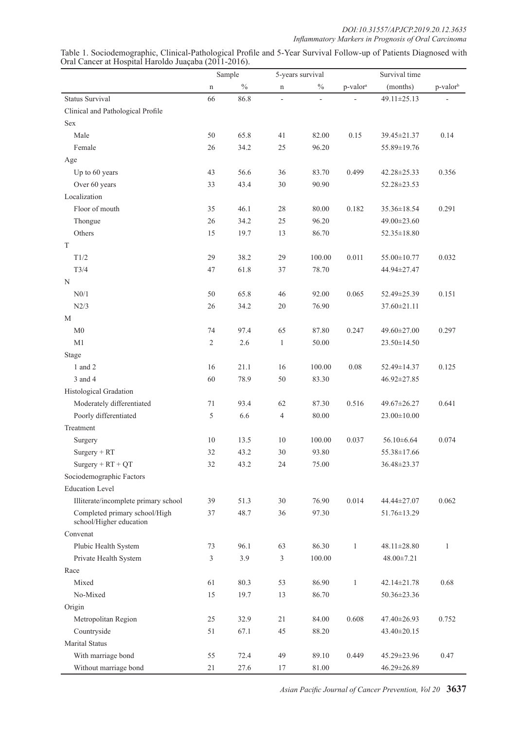Table 1. Sociodemographic, Clinical-Pathological Profile and 5-Year Survival Follow-up of Patients Diagnosed with Oral Cancer at Hospital Haroldo Juaçaba (2011-2016).

| | Sample | | 5-years survival | | | Survival time | |
|---|---|---|---|---|---|---|---|
| | n | % | n | % | p-valor[a] | (months) | p-valor[b] |
| Status Survival | 66 | 86.8 | - | - | - | 49.11±25.13 | - |
| Clinical and Pathological Profile | | | | | | | |
| Sex | | | | | | | |
| Male | 50 | 65.8 | 41 | 82.00 | 0.15 | 39.45±21.37 | 0.14 |
| Female | 26 | 34.2 | 25 | 96.20 | | 55.89±19.76 | |
| Age | | | | | | | |
| Up to 60 years | 43 | 56.6 | 36 | 83.70 | 0.499 | 42.28±25.33 | 0.356 |
| Over 60 years | 33 | 43.4 | 30 | 90.90 | | 52.28±23.53 | |
| Localization | | | | | | | |
| Floor of mouth | 35 | 46.1 | 28 | 80.00 | 0.182 | 35.36±18.54 | 0.291 |
| Thongue | 26 | 34.2 | 25 | 96.20 | | 49.00±23.60 | |
| Others | 15 | 19.7 | 13 | 86.70 | | 52.35±18.80 | |
| T | | | | | | | |
| T1/2 | 29 | 38.2 | 29 | 100.00 | 0.011 | 55.00±10.77 | 0.032 |
| T3/4 | 47 | 61.8 | 37 | 78.70 | | 44.94±27.47 | |
| N | | | | | | | |
| N0/1 | 50 | 65.8 | 46 | 92.00 | 0.065 | 52.49±25.39 | 0.151 |
| N2/3 | 26 | 34.2 | 20 | 76.90 | | 37.60±21.11 | |
| M | | | | | | | |
| M0 | 74 | 97.4 | 65 | 87.80 | 0.247 | 49.60±27.00 | 0.297 |
| M1 | 2 | 2.6 | 1 | 50.00 | | 23.50±14.50 | |
| Stage | | | | | | | |
| 1 and 2 | 16 | 21.1 | 16 | 100.00 | 0.08 | 52.49±14.37 | 0.125 |
| 3 and 4 | 60 | 78.9 | 50 | 83.30 | | 46.92±27.85 | |
| Histological Gradation | | | | | | | |
| Moderately differentiated | 71 | 93.4 | 62 | 87.30 | 0.516 | 49.67±26.27 | 0.641 |
| Poorly differentiated | 5 | 6.6 | 4 | 80.00 | | 23.00±10.00 | |
| Treatment | | | | | | | |
| Surgery | 10 | 13.5 | 10 | 100.00 | 0.037 | 56.10±6.64 | 0.074 |
| Surgery + RT | 32 | 43.2 | 30 | 93.80 | | 55.38±17.66 | |
| Surgery + RT + QT | 32 | 43.2 | 24 | 75.00 | | 36.48±23.37 | |
| Sociodemographic Factors | | | | | | | |
| Education Level | | | | | | | |
| Illiterate/incomplete primary school | 39 | 51.3 | 30 | 76.90 | 0.014 | 44.44±27.07 | 0.062 |
| Completed primary school/High school/Higher education | 37 | 48.7 | 36 | 97.30 | | 51.76±13.29 | |
| Convenat | | | | | | | |
| Plubic Health System | 73 | 96.1 | 63 | 86.30 | 1 | 48.11±28.80 | 1 |
| Private Health System | 3 | 3.9 | 3 | 100.00 | | 48.00±7.21 | |
| Race | | | | | | | |
| Mixed | 61 | 80.3 | 53 | 86.90 | 1 | 42.14±21.78 | 0.68 |
| No-Mixed | 15 | 19.7 | 13 | 86.70 | | 50.36±23.36 | |
| Origin | | | | | | | |
| Metropolitan Region | 25 | 32.9 | 21 | 84.00 | 0.608 | 47.40±26.93 | 0.752 |
| Countryside | 51 | 67.1 | 45 | 88.20 | | 43.40±20.15 | |
| Marital Status | | | | | | | |
| With marriage bond | 55 | 72.4 | 49 | 89.10 | 0.449 | 45.29±23.96 | 0.47 |
| Without marriage bond | 21 | 27.6 | 17 | 81.00 | | 46.29±26.89 | |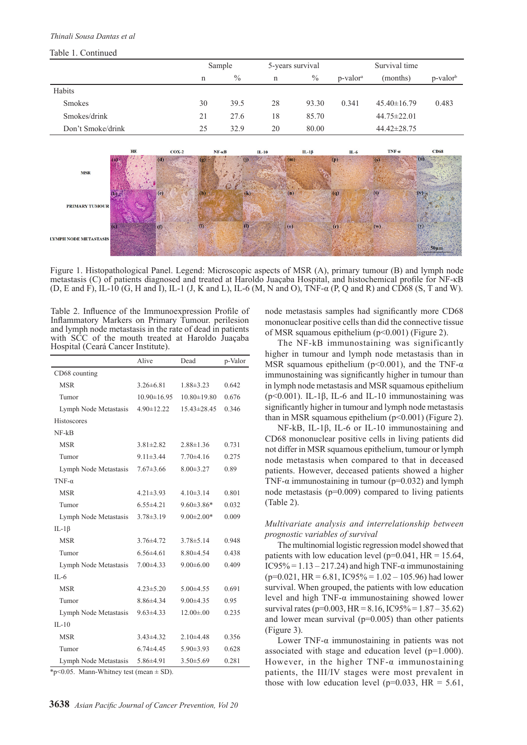Table 1. Continued

| | Sample | | 5-years survival | | | Survival time | |
|---|---|---|---|---|---|---|---|
| | n | % | n | % | p-valor[a] | (months) | p-valor[b] |
| Habits | | | | | | | |
| Smokes | 30 | 39.5 | 28 | 93.30 | 0.341 | 45.40±16.79 | 0.483 |
| Smokes/drink | 21 | 27.6 | 18 | 85.70 | | 44.75±22.01 | |
| Don't Smoke/drink | 25 | 32.9 | 20 | 80.00 | | 44.42±28.75 | |

Figure 1. Histopathological Panel. Legend: Microscopic aspects of MSR (A), primary tumour (B) and lymph node metastasis (C) of patients diagnosed and treated at Haroldo Juaçaba Hospital, and histochemical profile for NF-κB (D, E and F), IL-10 (G, H and I), IL-1 (J, K and L), IL-6 (M, N and O), TNF-α (P, Q and R) and CD68 (S, T and W).

Table 2. Influence of the Immunoexpression Profile of Inflammatory Markers on Primary Tumour. perilesion and lymph node metastasis in the rate of dead in patients with SCC of the mouth treated at Haroldo Juaçaba Hospital (Ceará Cancer Institute).

| | Alive | Dead | p-Valor |
|---|---|---|---|
| CD68 counting | | | |
| MSR | 3.26±6.81 | 1.88±3.23 | 0.642 |
| Tumor | 10.90±16.95 | 10.80±19.80 | 0.676 |
| Lymph Node Metastasis | 4.90±12.22 | 15.43±28.45 | 0.346 |
| Histoscores | | | |
| NF-kB | | | |
| MSR | 3.81±2.82 | 2.88±1.36 | 0.731 |
| Tumor | 9.11±3.44 | 7.70±4.16 | 0.275 |
| Lymph Node Metastasis | 7.67±3.66 | 8.00±3.27 | 0.89 |
| TNF-α | | | |
| MSR | 4.21±3.93 | 4.10±3.14 | 0.801 |
| Tumor | 6.55±4.21 | 9.60±3.86* | 0.032 |
| Lymph Node Metastasis | 3.78±3.19 | 9.00±2.00* | 0.009 |
| IL-1β | | | |
| MSR | 3.76±4.72 | 3.78±5.14 | 0.948 |
| Tumor | 6.56±4.61 | 8.80±4.54 | 0.438 |
| Lymph Node Metastasis | 7.00±4.33 | 9.00±6.00 | 0.409 |
| IL-6 | | | |
| MSR | 4.23±5.20 | 5.00±4.55 | 0.691 |
| Tumor | 8.86±4.34 | 9.00±4.35 | 0.95 |
| Lymph Node Metastasis | 9.63±4.33 | 12.00±.00 | 0.235 |
| IL-10 | | | |
| MSR | 3.43±4.32 | 2.10±4.48 | 0.356 |
| Tumor | 6.74±4.45 | 5.90±3.93 | 0.628 |
| Lymph Node Metastasis | 5.86±4.91 | 3.50±5.69 | 0.281 |

*p<0.05. Mann-Whitney test (mean ± SD).

node metastasis samples had significantly more CD68 mononuclear positive cells than did the connective tissue of MSR squamous epithelium (p<0.001) (Figure 2).

The NF-kB immunostaining was significantly higher in tumour and lymph node metastasis than in MSR squamous epithelium (p<0.001), and the TNF-α immunostaining was significantly higher in tumour than in lymph node metastasis and MSR squamous epithelium (p<0.001). IL-1β, IL-6 and IL-10 immunostaining was significantly higher in tumour and lymph node metastasis than in MSR squamous epithelium (p<0.001) (Figure 2).

NF-kB, IL-1β, IL-6 or IL-10 immunostaining and CD68 mononuclear positive cells in living patients did not differ in MSR squamous epithelium, tumour or lymph node metastasis when compared to that in deceased patients. However, deceased patients showed a higher TNF-α immunostaining in tumour (p=0.032) and lymph node metastasis (p=0.009) compared to living patients (Table 2).

*Multivariate analysis and interrelationship between prognostic variables of survival*

The multinomial logistic regression model showed that patients with low education level (p=0.041, HR = 15.64, IC95% = 1.13 – 217.24) and high TNF-α immunostaining (p=0.021, HR = 6.81, IC95% = 1.02 – 105.96) had lower survival. When grouped, the patients with low education level and high TNF-α immunostaining showed lower survival rates (p=0.003, HR = 8.16, IC95% = 1.87 – 35.62) and lower mean survival (p=0.005) than other patients (Figure 3).

Lower TNF-α immunostaining in patients was not associated with stage and education level (p=1.000). However, in the higher TNF-α immunostaining patients, the III/IV stages were most prevalent in those with low education level (p=0.033, HR = 5.61,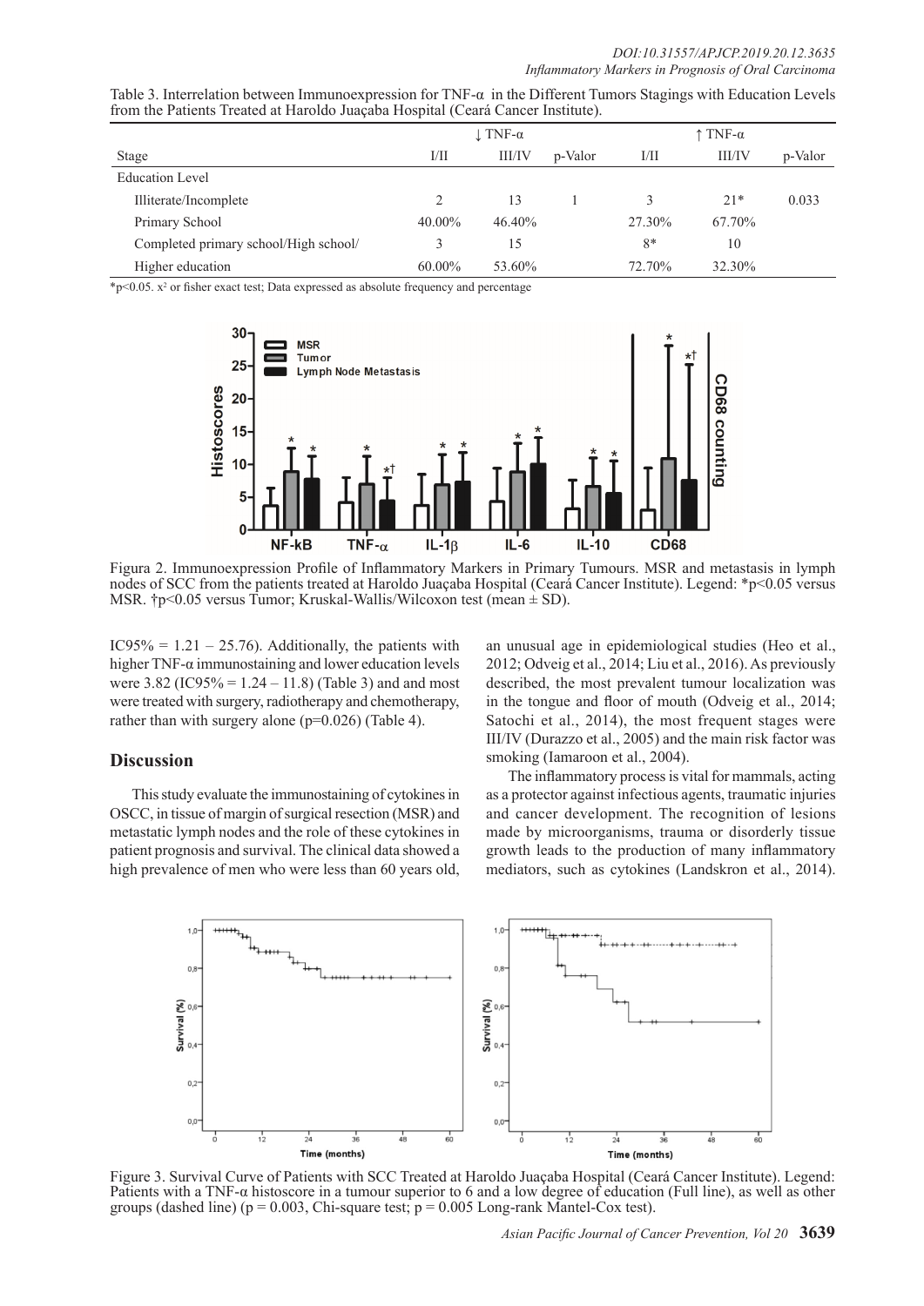Table 3. Interrelation between Immunoexpression for TNF-α in the Different Tumors Stagings with Education Levels from the Patients Treated at Haroldo Juaçaba Hospital (Ceará Cancer Institute).

| | ↓ TNF-α | | | ↑ TNF-α | | |
|---|---|---|---|---|---|---|
| Stage | I/II | III/IV | p-Valor | I/II | III/IV | p-Valor |
| Education Level | | | | | | |
| Illiterate/Incomplete | 2 | 13 | 1 | 3 | 21* | 0.033 |
| Primary School | 40.00% | 46.40% | | 27.30% | 67.70% | |
| Completed primary school/High school/ | 3 | 15 | | 8* | 10 | |
| Higher education | 60.00% | 53.60% | | 72.70% | 32.30% | |

*p<0.05. $x^2$ or fisher exact test; Data expressed as absolute frequency and percentage

Figura 2. Immunoexpression Profile of Inflammatory Markers in Primary Tumours. MSR and metastasis in lymph nodes of SCC from the patients treated at Haroldo Juaçaba Hospital (Ceará Cancer Institute). Legend: *p<0.05 versus MSR. †p<0.05 versus Tumor; Kruskal-Wallis/Wilcoxon test (mean ± SD).

IC95% = 1.21 – 25.76). Additionally, the patients with higher TNF-α immunostaining and lower education levels were 3.82 (IC95% = 1.24 – 11.8) (Table 3) and and most were treated with surgery, radiotherapy and chemotherapy, rather than with surgery alone (p=0.026) (Table 4).

## Discussion

This study evaluate the immunostaining of cytokines in OSCC, in tissue of margin of surgical resection (MSR) and metastatic lymph nodes and the role of these cytokines in patient prognosis and survival. The clinical data showed a high prevalence of men who were less than 60 years old, an unusual age in epidemiological studies (Heo et al., 2012; Odveig et al., 2014; Liu et al., 2016). As previously described, the most prevalent tumour localization was in the tongue and floor of mouth (Odveig et al., 2014; Satochi et al., 2014), the most frequent stages were III/IV (Durazzo et al., 2005) and the main risk factor was smoking (Iamaroon et al., 2004).

The inflammatory process is vital for mammals, acting as a protector against infectious agents, traumatic injuries and cancer development. The recognition of lesions made by microorganisms, trauma or disorderly tissue growth leads to the production of many inflammatory mediators, such as cytokines (Landskron et al., 2014).

Figure 3. Survival Curve of Patients with SCC Treated at Haroldo Juaçaba Hospital (Ceará Cancer Institute). Legend: Patients with a TNF-α histoscore in a tumour superior to 6 and a low degree of education (Full line), as well as other groups (dashed line) (p = 0.003, Chi-square test; p = 0.005 Long-rank Mantel-Cox test).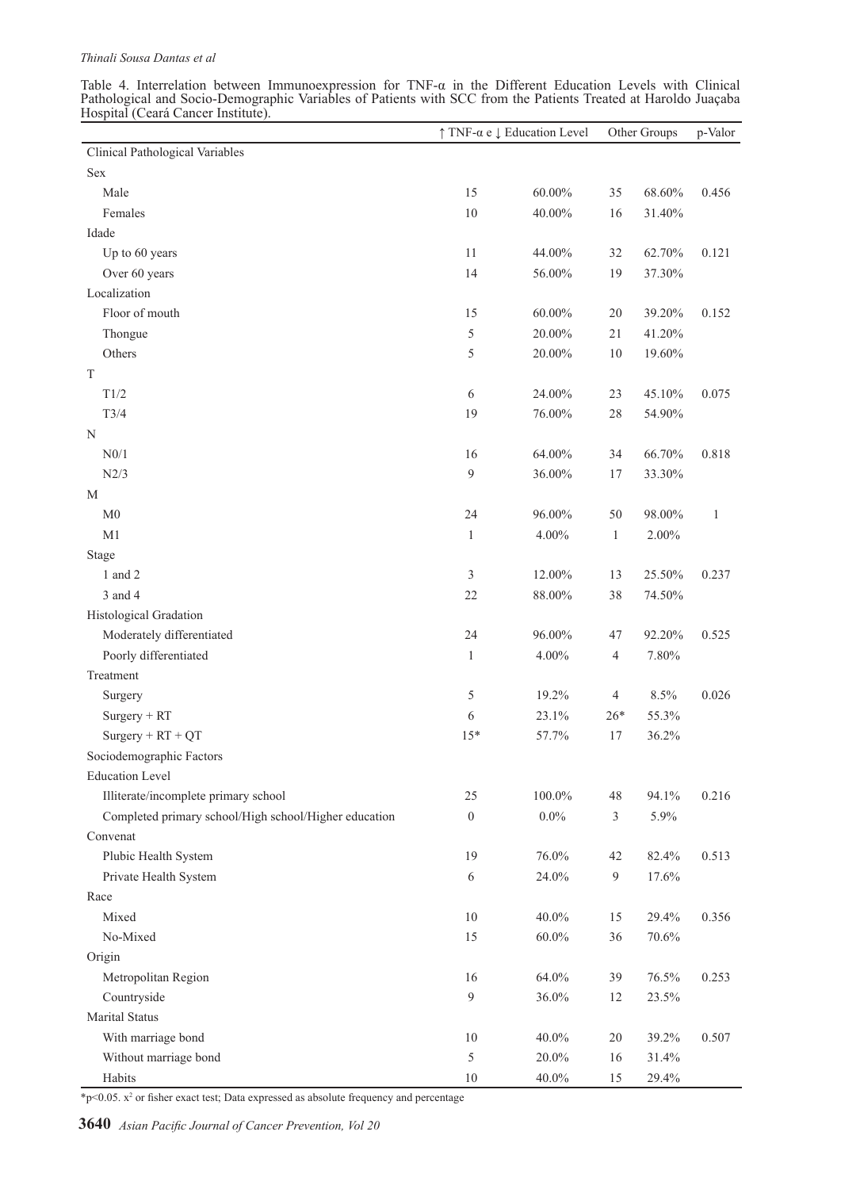Table 4. Interrelation between Immunoexpression for TNF-α in the Different Education Levels with Clinical Pathological and Socio-Demographic Variables of Patients with SCC from the Patients Treated at Haroldo Juaçaba Hospital (Ceará Cancer Institute).

| | ↑ TNF-α e ↓ Education Level | | Other Groups | | p-Valor |
|---|---|---|---|---|---|
| Clinical Pathological Variables | | | | | |
| Sex | | | | | |
| Male | 15 | 60.00% | 35 | 68.60% | 0.456 |
| Females | 10 | 40.00% | 16 | 31.40% | |
| Idade | | | | | |
| Up to 60 years | 11 | 44.00% | 32 | 62.70% | 0.121 |
| Over 60 years | 14 | 56.00% | 19 | 37.30% | |
| Localization | | | | | |
| Floor of mouth | 15 | 60.00% | 20 | 39.20% | 0.152 |
| Thongue | 5 | 20.00% | 21 | 41.20% | |
| Others | 5 | 20.00% | 10 | 19.60% | |
| T | | | | | |
| T1/2 | 6 | 24.00% | 23 | 45.10% | 0.075 |
| T3/4 | 19 | 76.00% | 28 | 54.90% | |
| N | | | | | |
| N0/1 | 16 | 64.00% | 34 | 66.70% | 0.818 |
| N2/3 | 9 | 36.00% | 17 | 33.30% | |
| M | | | | | |
| M0 | 24 | 96.00% | 50 | 98.00% | 1 |
| M1 | 1 | 4.00% | 1 | 2.00% | |
| Stage | | | | | |
| 1 and 2 | 3 | 12.00% | 13 | 25.50% | 0.237 |
| 3 and 4 | 22 | 88.00% | 38 | 74.50% | |
| Histological Gradation | | | | | |
| Moderately differentiated | 24 | 96.00% | 47 | 92.20% | 0.525 |
| Poorly differentiated | 1 | 4.00% | 4 | 7.80% | |
| Treatment | | | | | |
| Surgery | 5 | 19.2% | 4 | 8.5% | 0.026 |
| Surgery + RT | 6 | 23.1% | 26* | 55.3% | |
| Surgery + RT + QT | 15* | 57.7% | 17 | 36.2% | |
| Sociodemographic Factors | | | | | |
| Education Level | | | | | |
| Illiterate/incomplete primary school | 25 | 100.0% | 48 | 94.1% | 0.216 |
| Completed primary school/High school/Higher education | 0 | 0.0% | 3 | 5.9% | |
| Convenat | | | | | |
| Plubic Health System | 19 | 76.0% | 42 | 82.4% | 0.513 |
| Private Health System | 6 | 24.0% | 9 | 17.6% | |
| Race | | | | | |
| Mixed | 10 | 40.0% | 15 | 29.4% | 0.356 |
| No-Mixed | 15 | 60.0% | 36 | 70.6% | |
| Origin | | | | | |
| Metropolitan Region | 16 | 64.0% | 39 | 76.5% | 0.253 |
| Countryside | 9 | 36.0% | 12 | 23.5% | |
| Marital Status | | | | | |
| With marriage bond | 10 | 40.0% | 20 | 39.2% | 0.507 |
| Without marriage bond | 5 | 20.0% | 16 | 31.4% | |
| Habits | 10 | 40.0% | 15 | 29.4% | |

*$p<0.05$. $x^2$ or fisher exact test; Data expressed as absolute frequency and percentage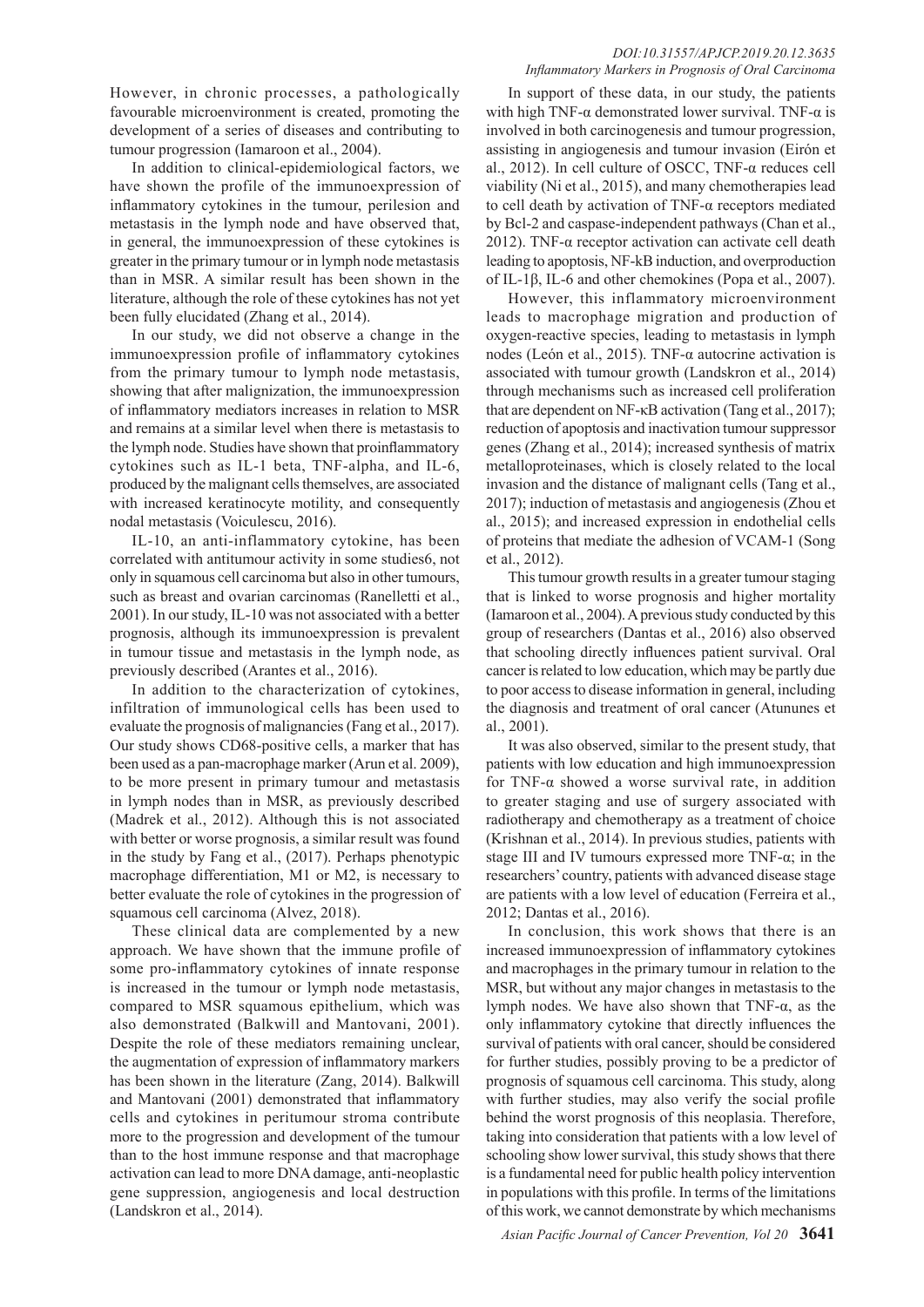However, in chronic processes, a pathologically favourable microenvironment is created, promoting the development of a series of diseases and contributing to tumour progression (Iamaroon et al., 2004).

In addition to clinical-epidemiological factors, we have shown the profile of the immunoexpression of inflammatory cytokines in the tumour, perilesion and metastasis in the lymph node and have observed that, in general, the immunoexpression of these cytokines is greater in the primary tumour or in lymph node metastasis than in MSR. A similar result has been shown in the literature, although the role of these cytokines has not yet been fully elucidated (Zhang et al., 2014).

In our study, we did not observe a change in the immunoexpression profile of inflammatory cytokines from the primary tumour to lymph node metastasis, showing that after malignization, the immunoexpression of inflammatory mediators increases in relation to MSR and remains at a similar level when there is metastasis to the lymph node. Studies have shown that proinflammatory cytokines such as IL-1 beta, TNF-alpha, and IL-6, produced by the malignant cells themselves, are associated with increased keratinocyte motility, and consequently nodal metastasis (Voiculescu, 2016).

IL-10, an anti-inflammatory cytokine, has been correlated with antitumour activity in some studies6, not only in squamous cell carcinoma but also in other tumours, such as breast and ovarian carcinomas (Ranelletti et al., 2001). In our study, IL-10 was not associated with a better prognosis, although its immunoexpression is prevalent in tumour tissue and metastasis in the lymph node, as previously described (Arantes et al., 2016).

In addition to the characterization of cytokines, infiltration of immunological cells has been used to evaluate the prognosis of malignancies (Fang et al., 2017). Our study shows CD68-positive cells, a marker that has been used as a pan-macrophage marker (Arun et al. 2009), to be more present in primary tumour and metastasis in lymph nodes than in MSR, as previously described (Madrek et al., 2012). Although this is not associated with better or worse prognosis, a similar result was found in the study by Fang et al., (2017). Perhaps phenotypic macrophage differentiation, M1 or M2, is necessary to better evaluate the role of cytokines in the progression of squamous cell carcinoma (Alvez, 2018).

These clinical data are complemented by a new approach. We have shown that the immune profile of some pro-inflammatory cytokines of innate response is increased in the tumour or lymph node metastasis, compared to MSR squamous epithelium, which was also demonstrated (Balkwill and Mantovani, 2001). Despite the role of these mediators remaining unclear, the augmentation of expression of inflammatory markers has been shown in the literature (Zang, 2014). Balkwill and Mantovani (2001) demonstrated that inflammatory cells and cytokines in peritumour stroma contribute more to the progression and development of the tumour than to the host immune response and that macrophage activation can lead to more DNA damage, anti-neoplastic gene suppression, angiogenesis and local destruction (Landskron et al., 2014).

In support of these data, in our study, the patients with high TNF-α demonstrated lower survival. TNF-α is involved in both carcinogenesis and tumour progression, assisting in angiogenesis and tumour invasion (Eirón et al., 2012). In cell culture of OSCC, TNF-α reduces cell viability (Ni et al., 2015), and many chemotherapies lead to cell death by activation of TNF-α receptors mediated by Bcl-2 and caspase-independent pathways (Chan et al., 2012). TNF-α receptor activation can activate cell death leading to apoptosis, NF-kB induction, and overproduction of IL-1β, IL-6 and other chemokines (Popa et al., 2007).

However, this inflammatory microenvironment leads to macrophage migration and production of oxygen-reactive species, leading to metastasis in lymph nodes (León et al., 2015). TNF-α autocrine activation is associated with tumour growth (Landskron et al., 2014) through mechanisms such as increased cell proliferation that are dependent on NF-κB activation (Tang et al., 2017); reduction of apoptosis and inactivation tumour suppressor genes (Zhang et al., 2014); increased synthesis of matrix metalloproteinases, which is closely related to the local invasion and the distance of malignant cells (Tang et al., 2017); induction of metastasis and angiogenesis (Zhou et al., 2015); and increased expression in endothelial cells of proteins that mediate the adhesion of VCAM-1 (Song et al., 2012).

This tumour growth results in a greater tumour staging that is linked to worse prognosis and higher mortality (Iamaroon et al., 2004). A previous study conducted by this group of researchers (Dantas et al., 2016) also observed that schooling directly influences patient survival. Oral cancer is related to low education, which may be partly due to poor access to disease information in general, including the diagnosis and treatment of oral cancer (Atununes et al., 2001).

It was also observed, similar to the present study, that patients with low education and high immunoexpression for TNF-α showed a worse survival rate, in addition to greater staging and use of surgery associated with radiotherapy and chemotherapy as a treatment of choice (Krishnan et al., 2014). In previous studies, patients with stage III and IV tumours expressed more TNF-α; in the researchers' country, patients with advanced disease stage are patients with a low level of education (Ferreira et al., 2012; Dantas et al., 2016).

In conclusion, this work shows that there is an increased immunoexpression of inflammatory cytokines and macrophages in the primary tumour in relation to the MSR, but without any major changes in metastasis to the lymph nodes. We have also shown that TNF-α, as the only inflammatory cytokine that directly influences the survival of patients with oral cancer, should be considered for further studies, possibly proving to be a predictor of prognosis of squamous cell carcinoma. This study, along with further studies, may also verify the social profile behind the worst prognosis of this neoplasia. Therefore, taking into consideration that patients with a low level of schooling show lower survival, this study shows that there is a fundamental need for public health policy intervention in populations with this profile. In terms of the limitations of this work, we cannot demonstrate by which mechanisms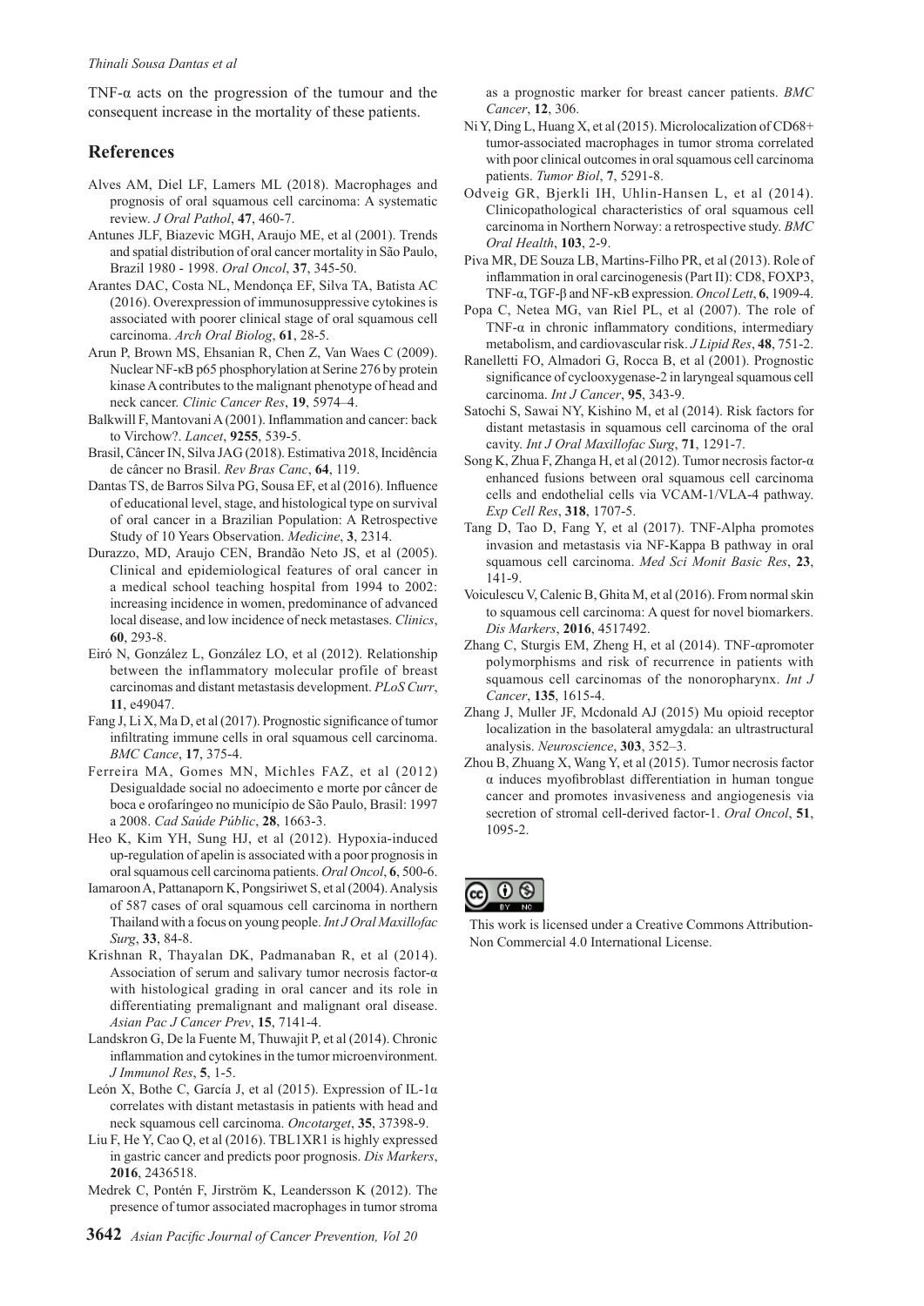TNF-α acts on the progression of the tumour and the consequent increase in the mortality of these patients.

## References

Alves AM, Diel LF, Lamers ML (2018). Macrophages and prognosis of oral squamous cell carcinoma: A systematic review. *J Oral Pathol*, **47**, 460-7.

Antunes JLF, Biazevic MGH, Araujo ME, et al (2001). Trends and spatial distribution of oral cancer mortality in São Paulo, Brazil 1980 - 1998. *Oral Oncol*, **37**, 345-50.

Arantes DAC, Costa NL, Mendonça EF, Silva TA, Batista AC (2016). Overexpression of immunosuppressive cytokines is associated with poorer clinical stage of oral squamous cell carcinoma. *Arch Oral Biolog*, **61**, 28-5.

Arun P, Brown MS, Ehsanian R, Chen Z, Van Waes C (2009). Nuclear NF-κB p65 phosphorylation at Serine 276 by protein kinase A contributes to the malignant phenotype of head and neck cancer. *Clinic Cancer Res*, **19**, 5974–4.

Balkwill F, Mantovani A (2001). Inflammation and cancer: back to Virchow?. *Lancet*, **9255**, 539-5.

Brasil, Câncer IN, Silva JAG (2018). Estimativa 2018, Incidência de câncer no Brasil. *Rev Bras Canc*, **64**, 119.

Dantas TS, de Barros Silva PG, Sousa EF, et al (2016). Influence of educational level, stage, and histological type on survival of oral cancer in a Brazilian Population: A Retrospective Study of 10 Years Observation. *Medicine*, **3**, 2314.

Durazzo, MD, Araujo CEN, Brandão Neto JS, et al (2005). Clinical and epidemiological features of oral cancer in a medical school teaching hospital from 1994 to 2002: increasing incidence in women, predominance of advanced local disease, and low incidence of neck metastases. *Clinics*, **60**, 293-8.

Eiró N, González L, González LO, et al (2012). Relationship between the inflammatory molecular profile of breast carcinomas and distant metastasis development. *PLoS Curr*, **11**, e49047.

Fang J, Li X, Ma D, et al (2017). Prognostic significance of tumor infiltrating immune cells in oral squamous cell carcinoma. *BMC Cance*, **17**, 375-4.

Ferreira MA, Gomes MN, Michles FAZ, et al (2012) Desigualdade social no adoecimento e morte por câncer de boca e orofaríngeo no município de São Paulo, Brasil: 1997 a 2008. *Cad Saúde Públic*, **28**, 1663-3.

Heo K, Kim YH, Sung HJ, et al (2012). Hypoxia-induced up-regulation of apelin is associated with a poor prognosis in oral squamous cell carcinoma patients. *Oral Oncol*, **6**, 500-6.

Iamaroon A, Pattanaporn K, Pongsiriwet S, et al (2004). Analysis of 587 cases of oral squamous cell carcinoma in northern Thailand with a focus on young people. *Int J Oral Maxillofac Surg*, **33**, 84-8.

Krishnan R, Thayalan DK, Padmanaban R, et al (2014). Association of serum and salivary tumor necrosis factor-α with histological grading in oral cancer and its role in differentiating premalignant and malignant oral disease. *Asian Pac J Cancer Prev*, **15**, 7141-4.

Landskron G, De la Fuente M, Thuwajit P, et al (2014). Chronic inflammation and cytokines in the tumor microenvironment. *J Immunol Res*, **5**, 1-5.

León X, Bothe C, García J, et al (2015). Expression of IL-1α correlates with distant metastasis in patients with head and neck squamous cell carcinoma. *Oncotarget*, **35**, 37398-9.

Liu F, He Y, Cao Q, et al (2016). TBL1XR1 is highly expressed in gastric cancer and predicts poor prognosis. *Dis Markers*, **2016**, 2436518.

Medrek C, Pontén F, Jirström K, Leandersson K (2012). The presence of tumor associated macrophages in tumor stroma as a prognostic marker for breast cancer patients. *BMC Cancer*, **12**, 306.

Ni Y, Ding L, Huang X, et al (2015). Microlocalization of CD68+ tumor-associated macrophages in tumor stroma correlated with poor clinical outcomes in oral squamous cell carcinoma patients. *Tumor Biol*, **7**, 5291-8.

Odveig GR, Bjerkli IH, Uhlin-Hansen L, et al (2014). Clinicopathological characteristics of oral squamous cell carcinoma in Northern Norway: a retrospective study. *BMC Oral Health*, **103**, 2-9.

Piva MR, DE Souza LB, Martins-Filho PR, et al (2013). Role of inflammation in oral carcinogenesis (Part II): CD8, FOXP3, TNF-α, TGF-β and NF-κB expression. *Oncol Lett*, **6**, 1909-4.

Popa C, Netea MG, van Riel PL, et al (2007). The role of TNF-α in chronic inflammatory conditions, intermediary metabolism, and cardiovascular risk. *J Lipid Res*, **48**, 751-2.

Ranelletti FO, Almadori G, Rocca B, et al (2001). Prognostic significance of cyclooxygenase-2 in laryngeal squamous cell carcinoma. *Int J Cancer*, **95**, 343-9.

Satochi S, Sawai NY, Kishino M, et al (2014). Risk factors for distant metastasis in squamous cell carcinoma of the oral cavity. *Int J Oral Maxillofac Surg*, **71**, 1291-7.

Song K, Zhua F, Zhanga H, et al (2012). Tumor necrosis factor-α enhanced fusions between oral squamous cell carcinoma cells and endothelial cells via VCAM-1/VLA-4 pathway. *Exp Cell Res*, **318**, 1707-5.

Tang D, Tao D, Fang Y, et al (2017). TNF-Alpha promotes invasion and metastasis via NF-Kappa B pathway in oral squamous cell carcinoma. *Med Sci Monit Basic Res*, **23**, 141-9.

Voiculescu V, Calenic B, Ghita M, et al (2016). From normal skin to squamous cell carcinoma: A quest for novel biomarkers. *Dis Markers*, **2016**, 4517492.

Zhang C, Sturgis EM, Zheng H, et al (2014). TNF-αpromoter polymorphisms and risk of recurrence in patients with squamous cell carcinomas of the nonoropharynx. *Int J Cancer*, **135**, 1615-4.

Zhang J, Muller JF, Mcdonald AJ (2015) Mu opioid receptor localization in the basolateral amygdala: an ultrastructural analysis. *Neuroscience*, **303**, 352–3.

Zhou B, Zhuang X, Wang Y, et al (2015). Tumor necrosis factor α induces myofibroblast differentiation in human tongue cancer and promotes invasiveness and angiogenesis via secretion of stromal cell-derived factor-1. *Oral Oncol*, **51**, 1095-2.

This work is licensed under a Creative Commons Attribution-Non Commercial 4.0 International License.